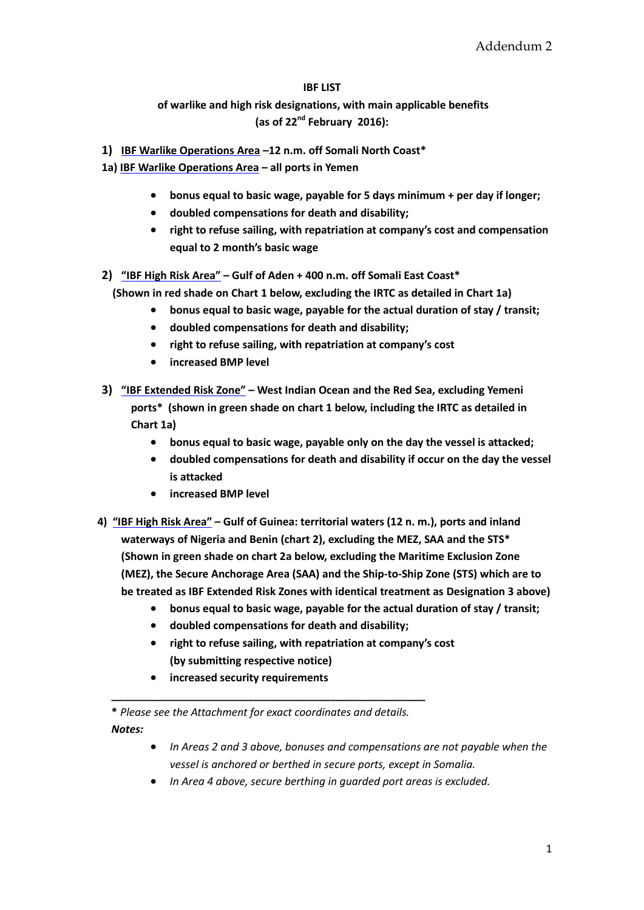Addendum 2

**IBF LIST**

**of warlike and high risk designations, with main applicable benefits (as of 22nd February 2016):**

**1) IBF Warlike Operations Area –12 n.m. off Somali North Coast***

**1a) IBF Warlike Operations Area – all ports in Yemen**

- **bonus equal to basic wage, payable for 5 days minimum + per day if longer;**
- **doubled compensations for death and disability;**
- **right to refuse sailing, with repatriation at company's cost and compensation equal to 2 month's basic wage**

**2) "IBF High Risk Area" – Gulf of Aden + 400 n.m. off Somali East Coast***
**(Shown in red shade on Chart 1 below, excluding the IRTC as detailed in Chart 1a)**

- **bonus equal to basic wage, payable for the actual duration of stay / transit;**
- **doubled compensations for death and disability;**
- **right to refuse sailing, with repatriation at company's cost**
- **increased BMP level**

**3) "IBF Extended Risk Zone" – West Indian Ocean and the Red Sea, excluding Yemeni ports* (shown in green shade on chart 1 below, including the IRTC as detailed in Chart 1a)**

- **bonus equal to basic wage, payable only on the day the vessel is attacked;**
- **doubled compensations for death and disability if occur on the day the vessel is attacked**
- **increased BMP level**

**4) "IBF High Risk Area" – Gulf of Guinea: territorial waters (12 n. m.), ports and inland waterways of Nigeria and Benin (chart 2), excluding the MEZ, SAA and the STS* (Shown in green shade on chart 2a below, excluding the Maritime Exclusion Zone (MEZ), the Secure Anchorage Area (SAA) and the Ship-to-Ship Zone (STS) which are to be treated as IBF Extended Risk Zones with identical treatment as Designation 3 above)**

- **bonus equal to basic wage, payable for the actual duration of stay / transit;**
- **doubled compensations for death and disability;**
- **right to refuse sailing, with repatriation at company's cost (by submitting respective notice)**
- **increased security requirements**

---

**\*** *Please see the Attachment for exact coordinates and details.*

***Notes:***

- *In Areas 2 and 3 above, bonuses and compensations are not payable when the vessel is anchored or berthed in secure ports, except in Somalia.*
- *In Area 4 above, secure berthing in guarded port areas is excluded.*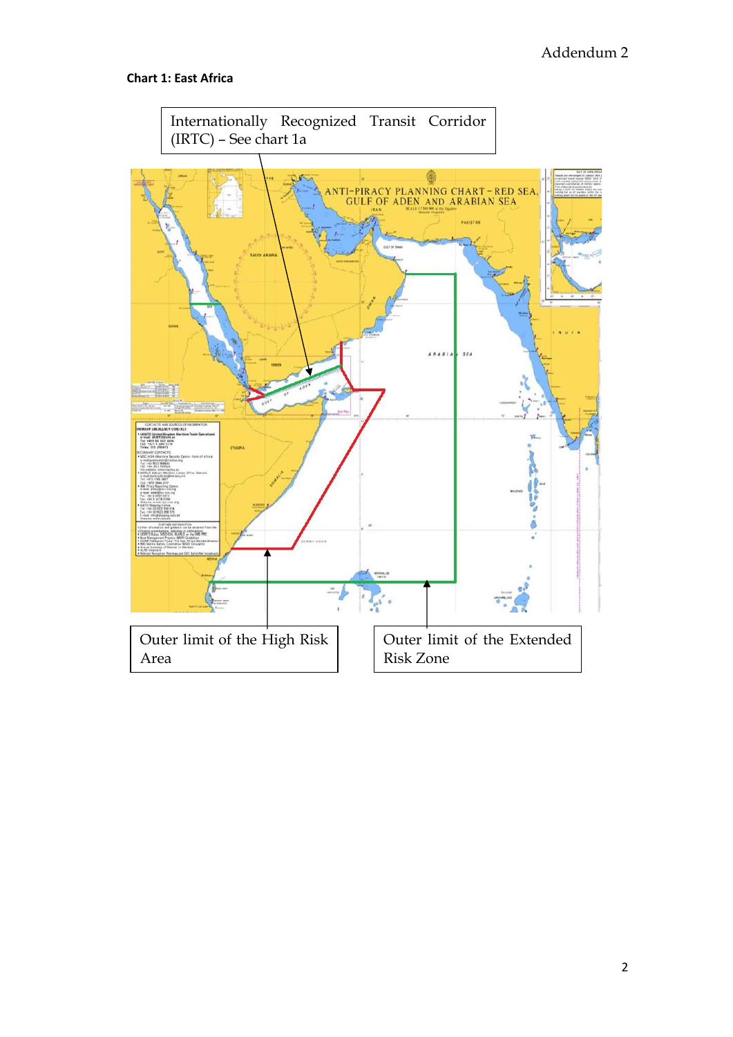**Chart 1: East Africa**

Internationally Recognized Transit Corridor (IRTC) – See chart 1a

ANTI-PIRACY PLANNING CHART – RED SEA, GULF OF ADEN AND ARABIAN SEA

Outer limit of the High Risk Area

Outer limit of the Extended Risk Zone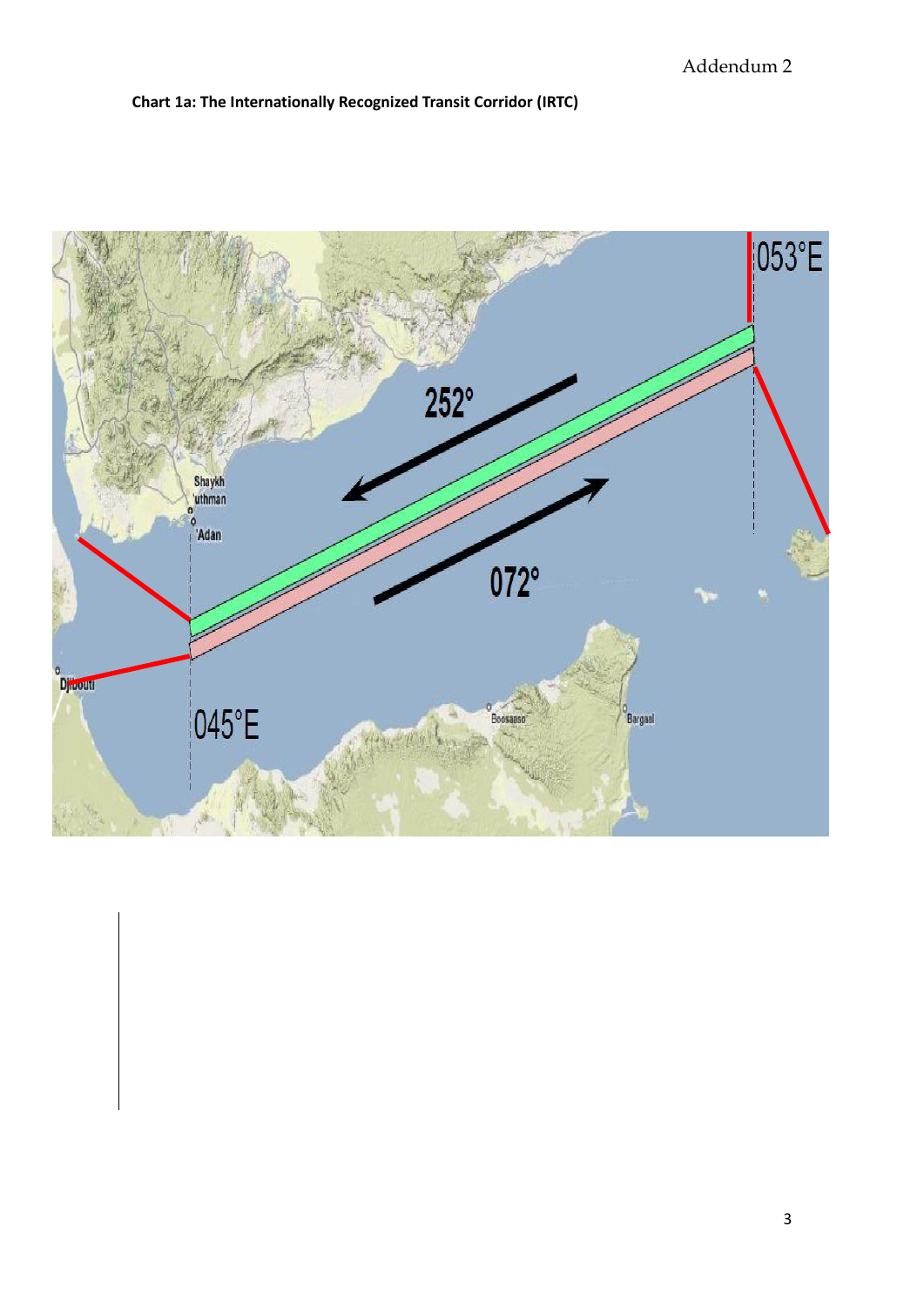Addendum 2

**Chart 1a: The Internationally Recognized Transit Corridor (IRTC)**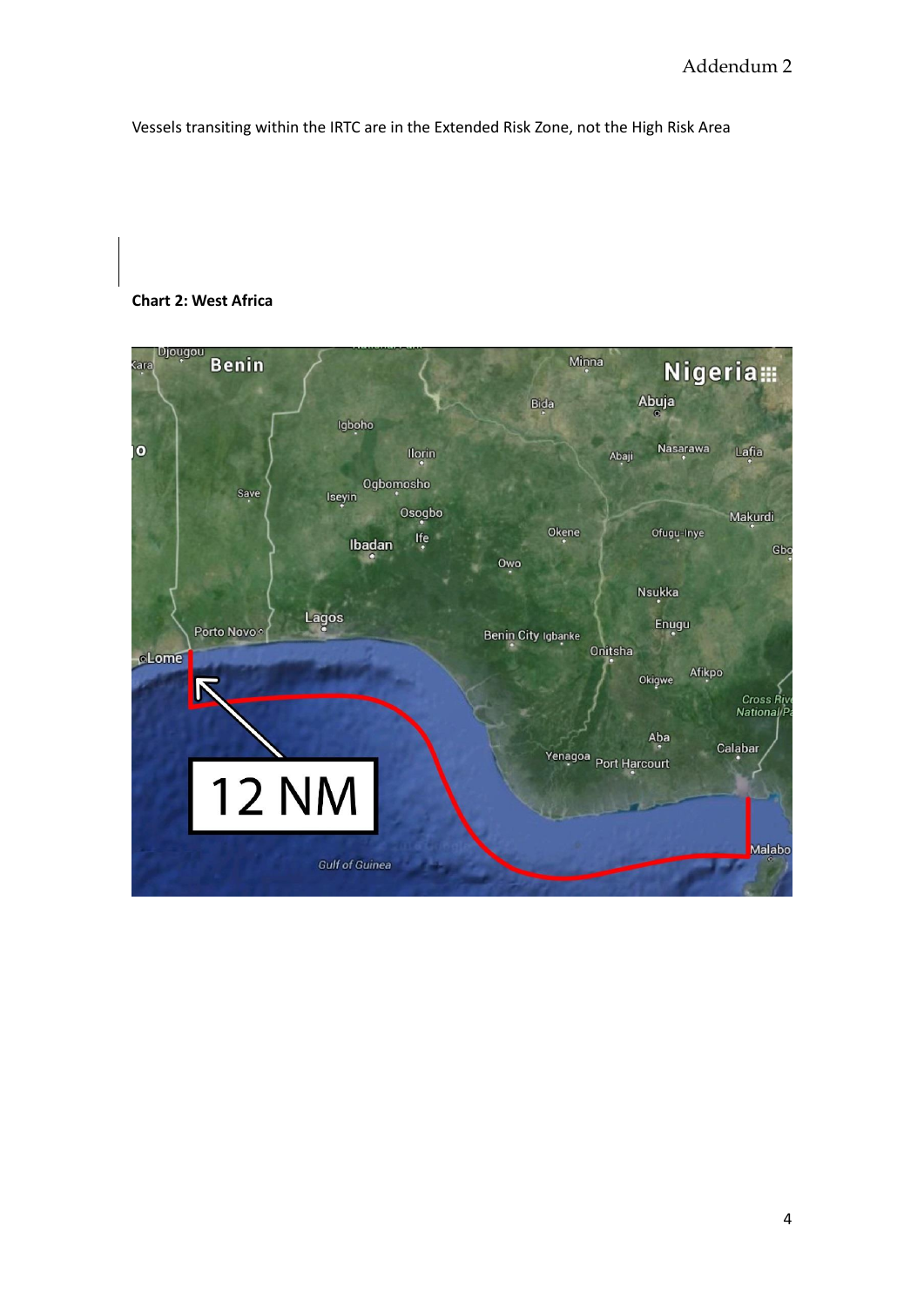Vessels transiting within the IRTC are in the Extended Risk Zone, not the High Risk Area

**Chart 2: West Africa**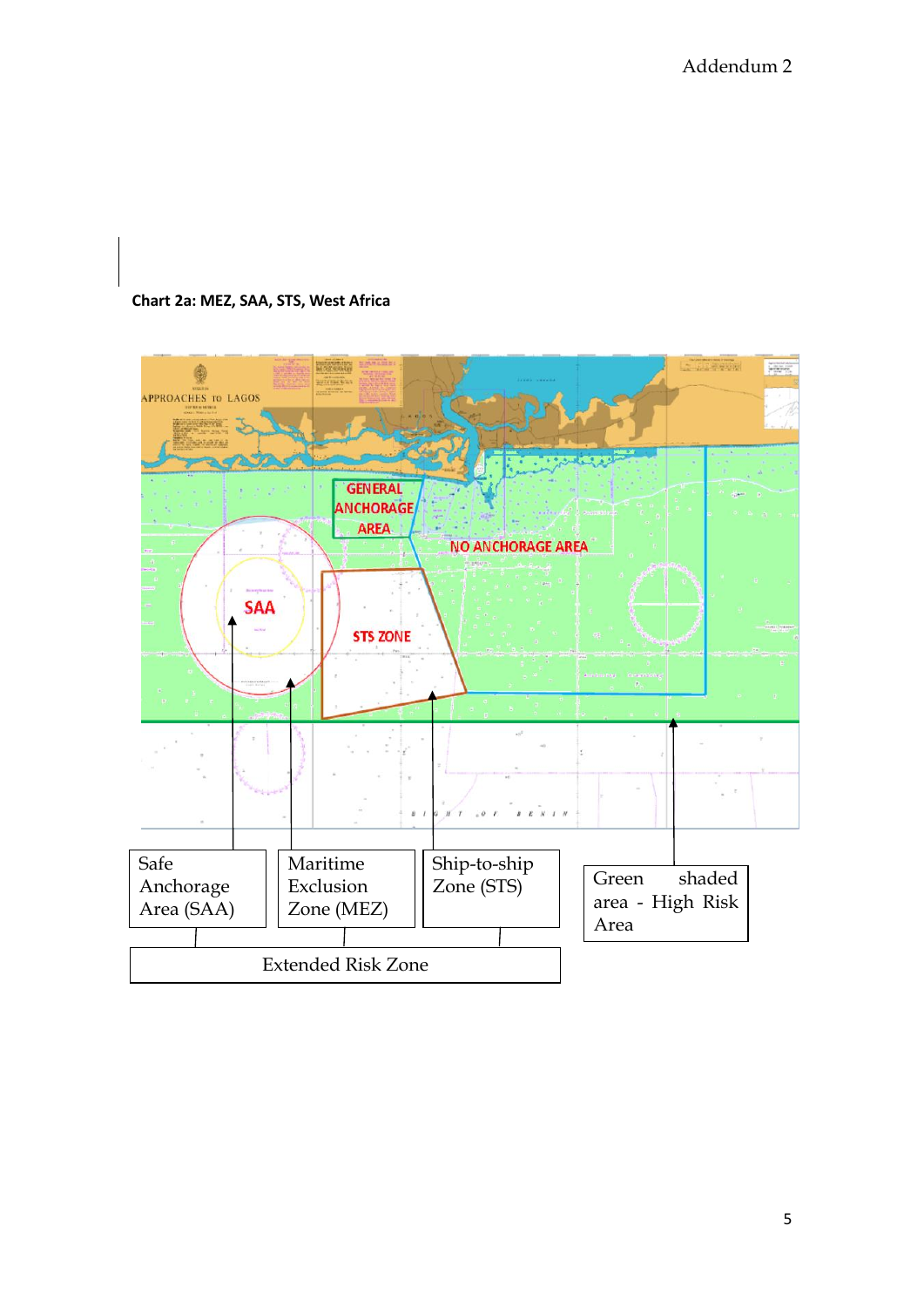**Chart 2a: MEZ, SAA, STS, West Africa**

APPROACHES TO LAGOS

GENERAL ANCHORAGE AREA

NO ANCHORAGE AREA

SAA

STS ZONE

BIGHT OF BENIN

| Safe Anchorage Area (SAA) | Maritime Exclusion Zone (MEZ) | Ship-to-ship Zone (STS) | Green shaded area - High Risk Area |
|---|---|---|---|

Extended Risk Zone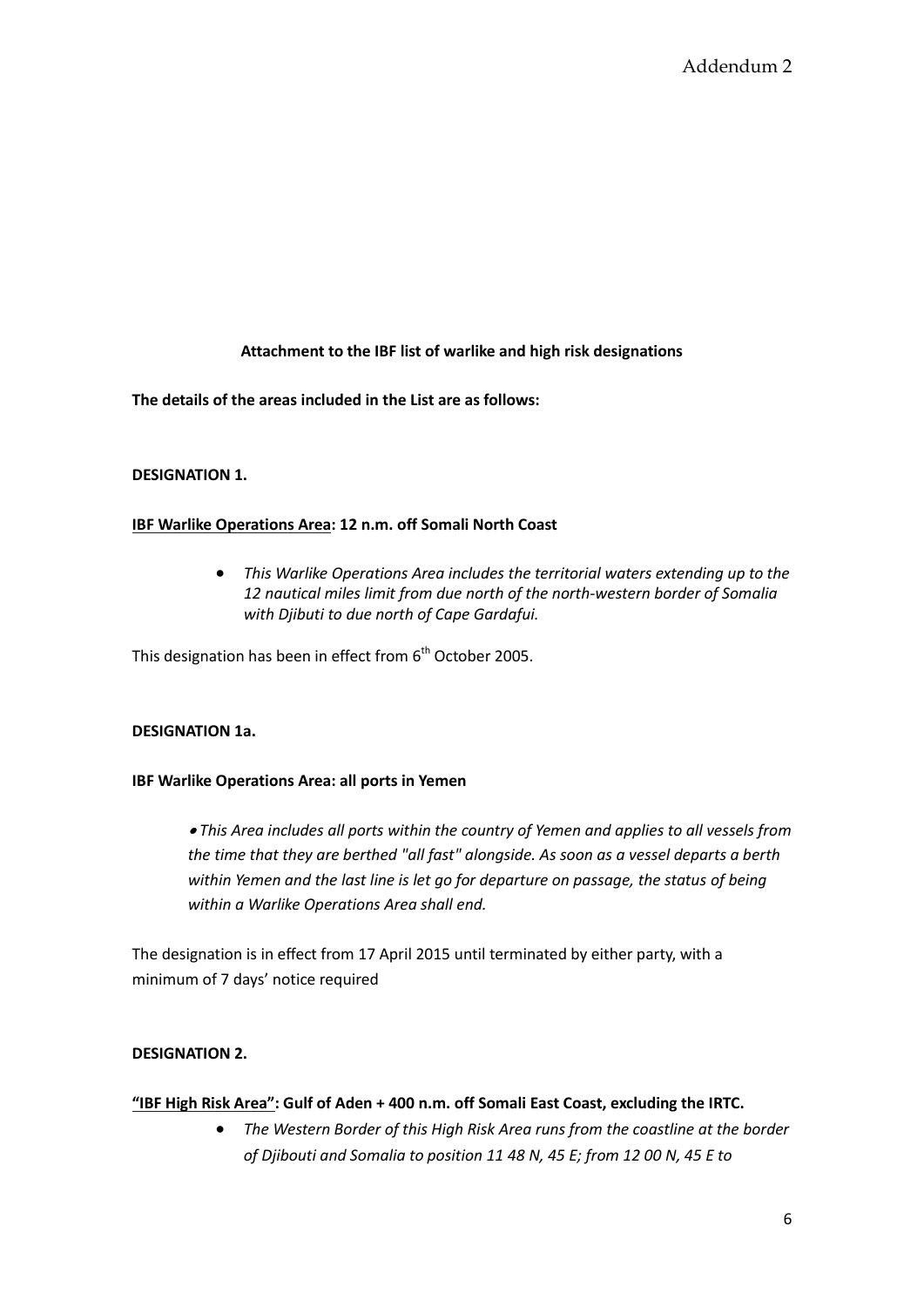Addendum 2

**Attachment to the IBF list of warlike and high risk designations**

**The details of the areas included in the List are as follows:**

**DESIGNATION 1.**

**<u>IBF Warlike Operations Area</u>: 12 n.m. off Somali North Coast**

- *This Warlike Operations Area includes the territorial waters extending up to the 12 nautical miles limit from due north of the north-western border of Somalia with Djibuti to due north of Cape Gardafui.*

This designation has been in effect from 6th October 2005.

**DESIGNATION 1a.**

**IBF Warlike Operations Area: all ports in Yemen**

- *This Area includes all ports within the country of Yemen and applies to all vessels from the time that they are berthed "all fast" alongside. As soon as a vessel departs a berth within Yemen and the last line is let go for departure on passage, the status of being within a Warlike Operations Area shall end.*

The designation is in effect from 17 April 2015 until terminated by either party, with a minimum of 7 days' notice required

**DESIGNATION 2.**

**<u>"IBF High Risk Area"</u>: Gulf of Aden + 400 n.m. off Somali East Coast, excluding the IRTC.**

- *The Western Border of this High Risk Area runs from the coastline at the border of Djibouti and Somalia to position 11 48 N, 45 E; from 12 00 N, 45 E to*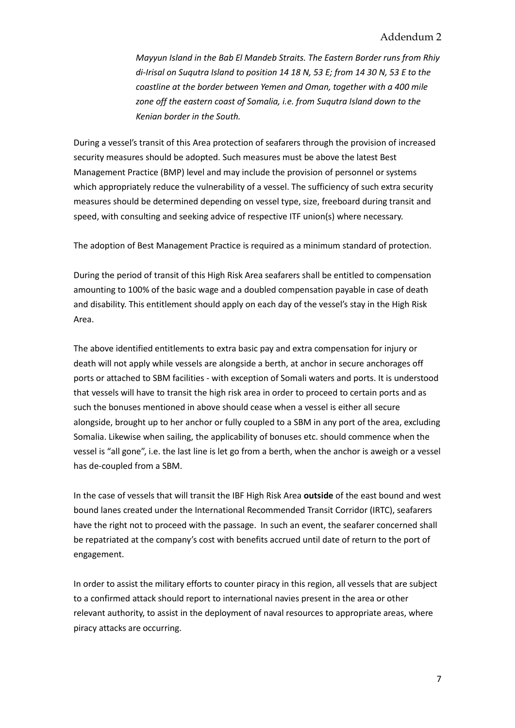*Mayyun Island in the Bab El Mandeb Straits. The Eastern Border runs from Rhiy di-Irisal on Suqutra Island to position 14 18 N, 53 E; from 14 30 N, 53 E to the coastline at the border between Yemen and Oman, together with a 400 mile zone off the eastern coast of Somalia, i.e. from Suqutra Island down to the Kenian border in the South.*

During a vessel's transit of this Area protection of seafarers through the provision of increased security measures should be adopted. Such measures must be above the latest Best Management Practice (BMP) level and may include the provision of personnel or systems which appropriately reduce the vulnerability of a vessel. The sufficiency of such extra security measures should be determined depending on vessel type, size, freeboard during transit and speed, with consulting and seeking advice of respective ITF union(s) where necessary.

The adoption of Best Management Practice is required as a minimum standard of protection.

During the period of transit of this High Risk Area seafarers shall be entitled to compensation amounting to 100% of the basic wage and a doubled compensation payable in case of death and disability. This entitlement should apply on each day of the vessel's stay in the High Risk Area.

The above identified entitlements to extra basic pay and extra compensation for injury or death will not apply while vessels are alongside a berth, at anchor in secure anchorages off ports or attached to SBM facilities - with exception of Somali waters and ports. It is understood that vessels will have to transit the high risk area in order to proceed to certain ports and as such the bonuses mentioned in above should cease when a vessel is either all secure alongside, brought up to her anchor or fully coupled to a SBM in any port of the area, excluding Somalia. Likewise when sailing, the applicability of bonuses etc. should commence when the vessel is "all gone", i.e. the last line is let go from a berth, when the anchor is aweigh or a vessel has de-coupled from a SBM.

In the case of vessels that will transit the IBF High Risk Area **outside** of the east bound and west bound lanes created under the International Recommended Transit Corridor (IRTC), seafarers have the right not to proceed with the passage. In such an event, the seafarer concerned shall be repatriated at the company's cost with benefits accrued until date of return to the port of engagement.

In order to assist the military efforts to counter piracy in this region, all vessels that are subject to a confirmed attack should report to international navies present in the area or other relevant authority, to assist in the deployment of naval resources to appropriate areas, where piracy attacks are occurring.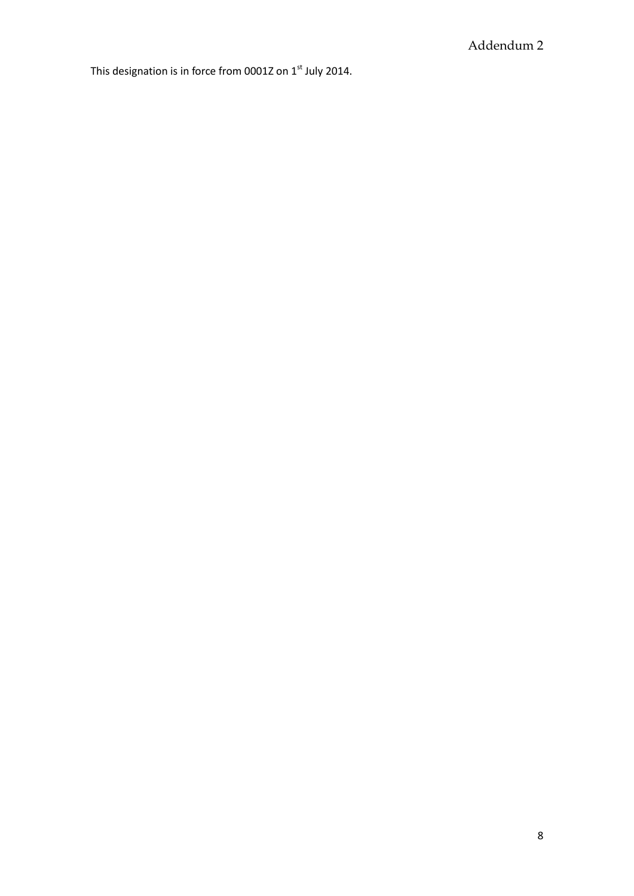This designation is in force from 0001Z on 1st July 2014.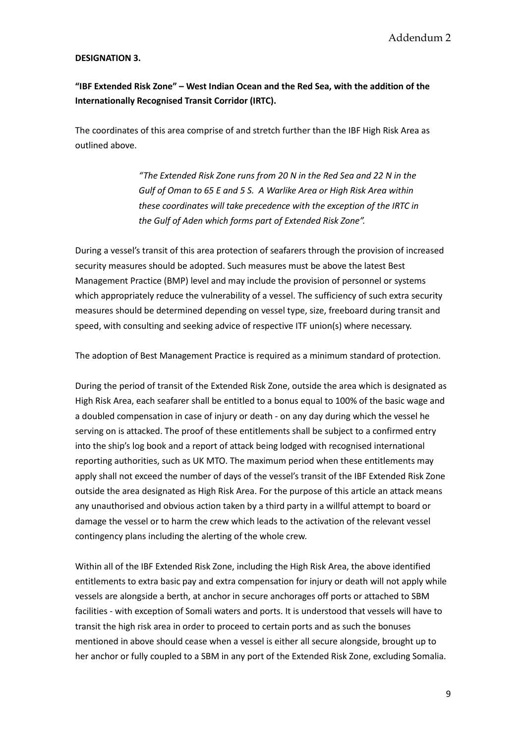**DESIGNATION 3.**

**"IBF Extended Risk Zone" – West Indian Ocean and the Red Sea, with the addition of the Internationally Recognised Transit Corridor (IRTC).**

The coordinates of this area comprise of and stretch further than the IBF High Risk Area as outlined above.

> *"The Extended Risk Zone runs from 20 N in the Red Sea and 22 N in the Gulf of Oman to 65 E and 5 S. A Warlike Area or High Risk Area within these coordinates will take precedence with the exception of the IRTC in the Gulf of Aden which forms part of Extended Risk Zone".*

During a vessel's transit of this area protection of seafarers through the provision of increased security measures should be adopted. Such measures must be above the latest Best Management Practice (BMP) level and may include the provision of personnel or systems which appropriately reduce the vulnerability of a vessel. The sufficiency of such extra security measures should be determined depending on vessel type, size, freeboard during transit and speed, with consulting and seeking advice of respective ITF union(s) where necessary.

The adoption of Best Management Practice is required as a minimum standard of protection.

During the period of transit of the Extended Risk Zone, outside the area which is designated as High Risk Area, each seafarer shall be entitled to a bonus equal to 100% of the basic wage and a doubled compensation in case of injury or death - on any day during which the vessel he serving on is attacked. The proof of these entitlements shall be subject to a confirmed entry into the ship's log book and a report of attack being lodged with recognised international reporting authorities, such as UK MTO. The maximum period when these entitlements may apply shall not exceed the number of days of the vessel's transit of the IBF Extended Risk Zone outside the area designated as High Risk Area. For the purpose of this article an attack means any unauthorised and obvious action taken by a third party in a willful attempt to board or damage the vessel or to harm the crew which leads to the activation of the relevant vessel contingency plans including the alerting of the whole crew.

Within all of the IBF Extended Risk Zone, including the High Risk Area, the above identified entitlements to extra basic pay and extra compensation for injury or death will not apply while vessels are alongside a berth, at anchor in secure anchorages off ports or attached to SBM facilities - with exception of Somali waters and ports. It is understood that vessels will have to transit the high risk area in order to proceed to certain ports and as such the bonuses mentioned in above should cease when a vessel is either all secure alongside, brought up to her anchor or fully coupled to a SBM in any port of the Extended Risk Zone, excluding Somalia.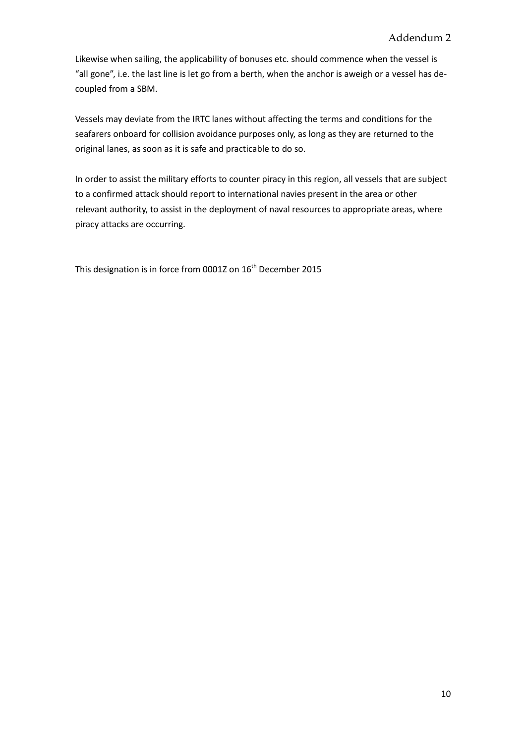Likewise when sailing, the applicability of bonuses etc. should commence when the vessel is "all gone", i.e. the last line is let go from a berth, when the anchor is aweigh or a vessel has de-coupled from a SBM.

Vessels may deviate from the IRTC lanes without affecting the terms and conditions for the seafarers onboard for collision avoidance purposes only, as long as they are returned to the original lanes, as soon as it is safe and practicable to do so.

In order to assist the military efforts to counter piracy in this region, all vessels that are subject to a confirmed attack should report to international navies present in the area or other relevant authority, to assist in the deployment of naval resources to appropriate areas, where piracy attacks are occurring.

This designation is in force from 0001Z on 16th December 2015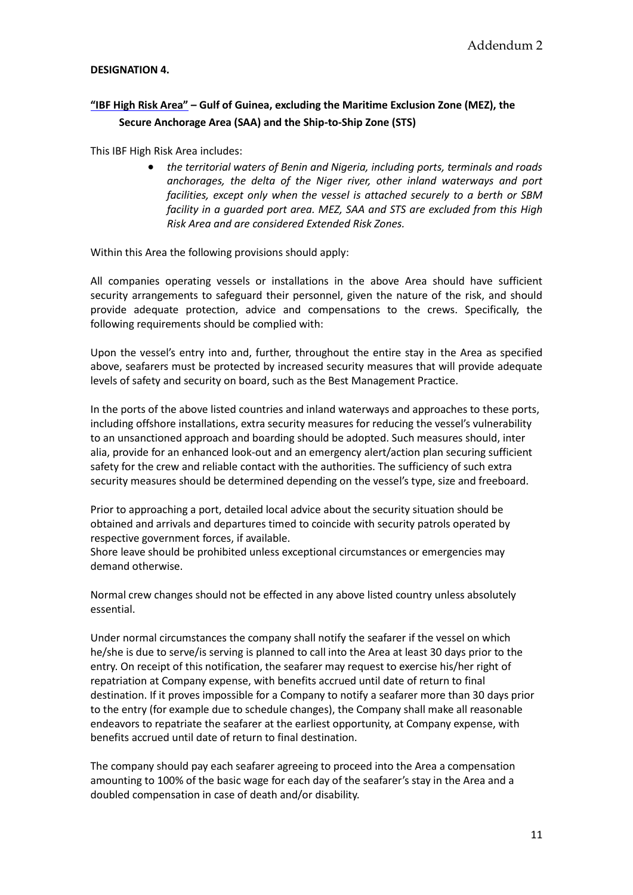**DESIGNATION 4.**

**"IBF High Risk Area" – Gulf of Guinea, excluding the Maritime Exclusion Zone (MEZ), the Secure Anchorage Area (SAA) and the Ship-to-Ship Zone (STS)**

This IBF High Risk Area includes:

- *the territorial waters of Benin and Nigeria, including ports, terminals and roads anchorages, the delta of the Niger river, other inland waterways and port facilities, except only when the vessel is attached securely to a berth or SBM facility in a guarded port area. MEZ, SAA and STS are excluded from this High Risk Area and are considered Extended Risk Zones.*

Within this Area the following provisions should apply:

All companies operating vessels or installations in the above Area should have sufficient security arrangements to safeguard their personnel, given the nature of the risk, and should provide adequate protection, advice and compensations to the crews. Specifically, the following requirements should be complied with:

Upon the vessel's entry into and, further, throughout the entire stay in the Area as specified above, seafarers must be protected by increased security measures that will provide adequate levels of safety and security on board, such as the Best Management Practice.

In the ports of the above listed countries and inland waterways and approaches to these ports, including offshore installations, extra security measures for reducing the vessel's vulnerability to an unsanctioned approach and boarding should be adopted. Such measures should, inter alia, provide for an enhanced look-out and an emergency alert/action plan securing sufficient safety for the crew and reliable contact with the authorities. The sufficiency of such extra security measures should be determined depending on the vessel's type, size and freeboard.

Prior to approaching a port, detailed local advice about the security situation should be obtained and arrivals and departures timed to coincide with security patrols operated by respective government forces, if available.
Shore leave should be prohibited unless exceptional circumstances or emergencies may demand otherwise.

Normal crew changes should not be effected in any above listed country unless absolutely essential.

Under normal circumstances the company shall notify the seafarer if the vessel on which he/she is due to serve/is serving is planned to call into the Area at least 30 days prior to the entry. On receipt of this notification, the seafarer may request to exercise his/her right of repatriation at Company expense, with benefits accrued until date of return to final destination. If it proves impossible for a Company to notify a seafarer more than 30 days prior to the entry (for example due to schedule changes), the Company shall make all reasonable endeavors to repatriate the seafarer at the earliest opportunity, at Company expense, with benefits accrued until date of return to final destination.

The company should pay each seafarer agreeing to proceed into the Area a compensation amounting to 100% of the basic wage for each day of the seafarer's stay in the Area and a doubled compensation in case of death and/or disability.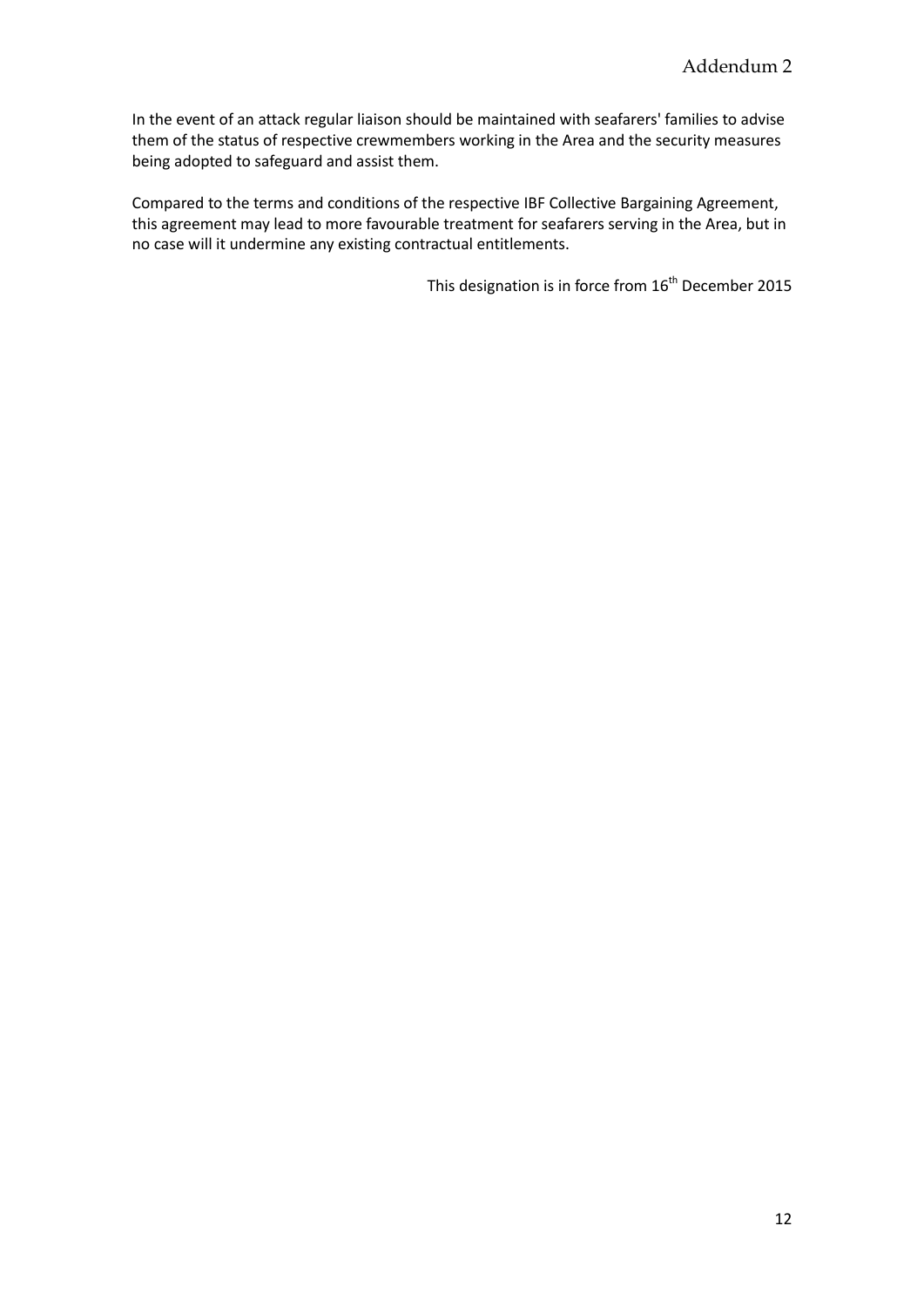In the event of an attack regular liaison should be maintained with seafarers' families to advise them of the status of respective crewmembers working in the Area and the security measures being adopted to safeguard and assist them.

Compared to the terms and conditions of the respective IBF Collective Bargaining Agreement, this agreement may lead to more favourable treatment for seafarers serving in the Area, but in no case will it undermine any existing contractual entitlements.

This designation is in force from 16th December 2015